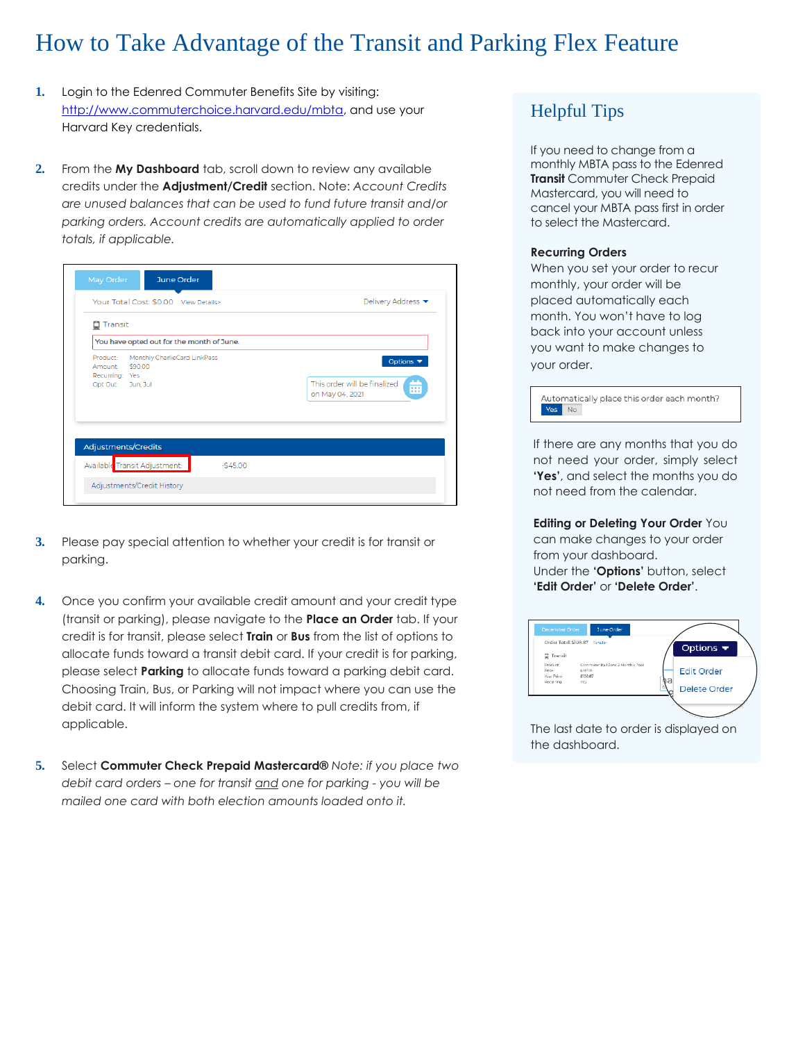# How to Take Advantage of the Transit and Parking Flex Feature

1. Login to the Edenred Commuter Benefits Site by visiting: http://www.commuterchoice.harvard.edu/mbta, and use your Harvard Key credentials.

2. From the **My Dashboard** tab, scroll down to review any available credits under the **Adjustment/Credit** section. Note: *Account Credits are unused balances that can be used to fund future transit and/or parking orders. Account credits are automatically applied to order totals, if applicable.*

3. Please pay special attention to whether your credit is for transit or parking.

4. Once you confirm your available credit amount and your credit type (transit or parking), please navigate to the **Place an Order** tab. If your credit is for transit, please select **Train** or **Bus** from the list of options to allocate funds toward a transit debit card. If your credit is for parking, please select **Parking** to allocate funds toward a parking debit card. Choosing Train, Bus, or Parking will not impact where you can use the debit card. It will inform the system where to pull credits from, if applicable.

5. Select **Commuter Check Prepaid Mastercard®** *Note: if you place two debit card orders – one for transit and one for parking - you will be mailed one card with both election amounts loaded onto it.*

## Helpful Tips

If you need to change from a monthly MBTA pass to the Edenred **Transit** Commuter Check Prepaid Mastercard, you will need to cancel your MBTA pass first in order to select the Mastercard.

**Recurring Orders**
When you set your order to recur monthly, your order will be placed automatically each month. You won't have to log back into your account unless you want to make changes to your order.

If there are any months that you do not need your order, simply select **'Yes'**, and select the months you do not need from the calendar.

**Editing or Deleting Your Order** You can make changes to your order from your dashboard. Under the **'Options'** button, select **'Edit Order'** or **'Delete Order'**.

The last date to order is displayed on the dashboard.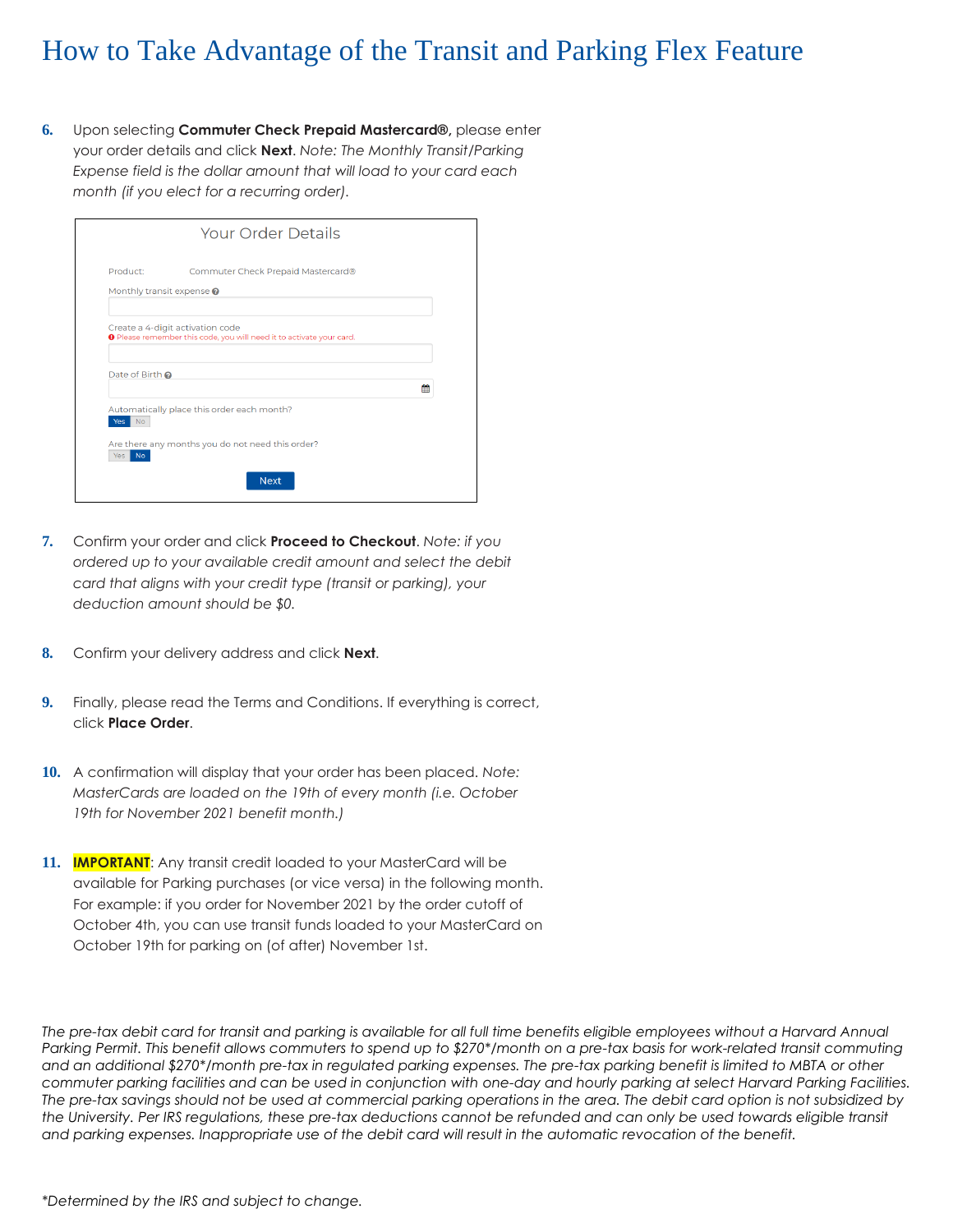# How to Take Advantage of the Transit and Parking Flex Feature

6. Upon selecting **Commuter Check Prepaid Mastercard®,** please enter your order details and click **Next**. *Note: The Monthly Transit/Parking Expense field is the dollar amount that will load to your card each month (if you elect for a recurring order).*

   Your Order Details

   Product: Commuter Check Prepaid Mastercard®

   Monthly transit expense

   Create a 4-digit activation code

   Please remember this code, you will need it to activate your card.

   Date of Birth

   Automatically place this order each month?

   Yes No

   Are there any months you do not need this order?

   Yes No

   Next

7. Confirm your order and click **Proceed to Checkout**. *Note: if you ordered up to your available credit amount and select the debit card that aligns with your credit type (transit or parking), your deduction amount should be $0.*

8. Confirm your delivery address and click **Next**.

9. Finally, please read the Terms and Conditions. If everything is correct, click **Place Order**.

10. A confirmation will display that your order has been placed. *Note: MasterCards are loaded on the 19th of every month (i.e. October 19th for November 2021 benefit month.)*

11. **IMPORTANT**: Any transit credit loaded to your MasterCard will be available for Parking purchases (or vice versa) in the following month. For example: if you order for November 2021 by the order cutoff of October 4th, you can use transit funds loaded to your MasterCard on October 19th for parking on (of after) November 1st.

*The pre-tax debit card for transit and parking is available for all full time benefits eligible employees without a Harvard Annual Parking Permit. This benefit allows commuters to spend up to $270\*/month on a pre-tax basis for work-related transit commuting and an additional $270\*/month pre-tax in regulated parking expenses. The pre-tax parking benefit is limited to MBTA or other commuter parking facilities and can be used in conjunction with one-day and hourly parking at select Harvard Parking Facilities. The pre-tax savings should not be used at commercial parking operations in the area. The debit card option is not subsidized by the University. Per IRS regulations, these pre-tax deductions cannot be refunded and can only be used towards eligible transit and parking expenses. Inappropriate use of the debit card will result in the automatic revocation of the benefit.*

*\*Determined by the IRS and subject to change.*